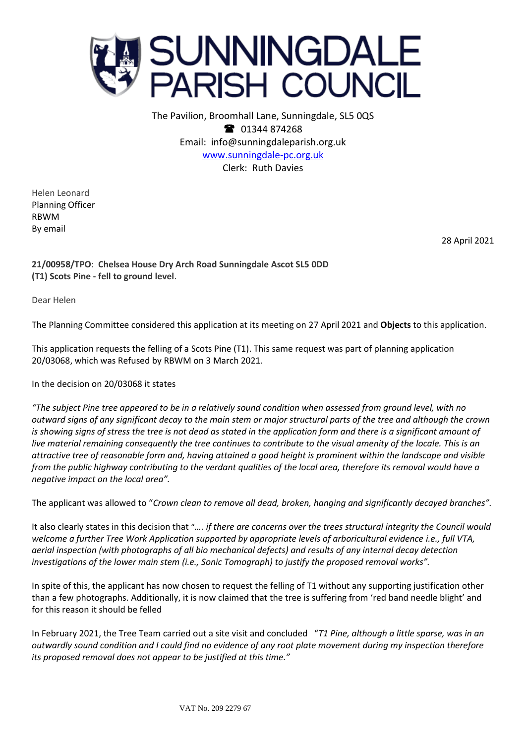# SUNNINGDALE PARISH COUNCIL

The Pavilion, Broomhall Lane, Sunningdale, SL5 0QS
☎ 01344 874268
Email: info@sunningdaleparish.org.uk
www.sunningdale-pc.org.uk
Clerk: Ruth Davies

Helen Leonard
Planning Officer
RBWM
By email

28 April 2021

**21/00958/TPO**: **Chelsea House Dry Arch Road Sunningdale Ascot SL5 0DD**
**(T1) Scots Pine - fell to ground level**.

Dear Helen

The Planning Committee considered this application at its meeting on 27 April 2021 and **Objects** to this application.

This application requests the felling of a Scots Pine (T1). This same request was part of planning application 20/03068, which was Refused by RBWM on 3 March 2021.

In the decision on 20/03068 it states

*"The subject Pine tree appeared to be in a relatively sound condition when assessed from ground level, with no outward signs of any significant decay to the main stem or major structural parts of the tree and although the crown is showing signs of stress the tree is not dead as stated in the application form and there is a significant amount of live material remaining consequently the tree continues to contribute to the visual amenity of the locale. This is an attractive tree of reasonable form and, having attained a good height is prominent within the landscape and visible from the public highway contributing to the verdant qualities of the local area, therefore its removal would have a negative impact on the local area".*

The applicant was allowed to "*Crown clean to remove all dead, broken, hanging and significantly decayed branches"*.

It also clearly states in this decision that "*…. if there are concerns over the trees structural integrity the Council would welcome a further Tree Work Application supported by appropriate levels of arboricultural evidence i.e., full VTA, aerial inspection (with photographs of all bio mechanical defects) and results of any internal decay detection investigations of the lower main stem (i.e., Sonic Tomograph) to justify the proposed removal works".*

In spite of this, the applicant has now chosen to request the felling of T1 without any supporting justification other than a few photographs. Additionally, it is now claimed that the tree is suffering from 'red band needle blight' and for this reason it should be felled

In February 2021, the Tree Team carried out a site visit and concluded "*T1 Pine, although a little sparse, was in an outwardly sound condition and I could find no evidence of any root plate movement during my inspection therefore its proposed removal does not appear to be justified at this time."*

VAT No. 209 2279 67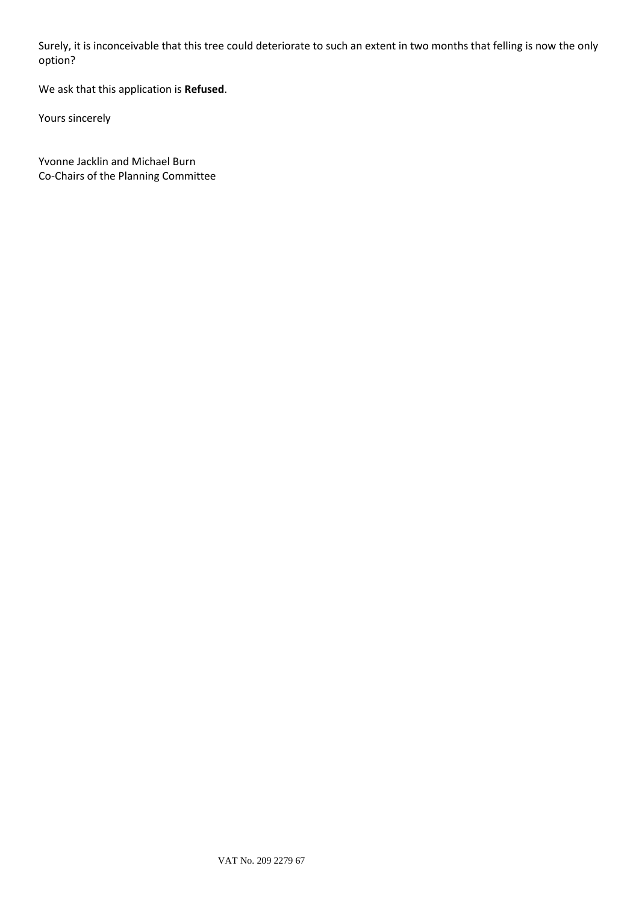Surely, it is inconceivable that this tree could deteriorate to such an extent in two months that felling is now the only option?

We ask that this application is **Refused**.

Yours sincerely

Yvonne Jacklin and Michael Burn
Co-Chairs of the Planning Committee

VAT No. 209 2279 67